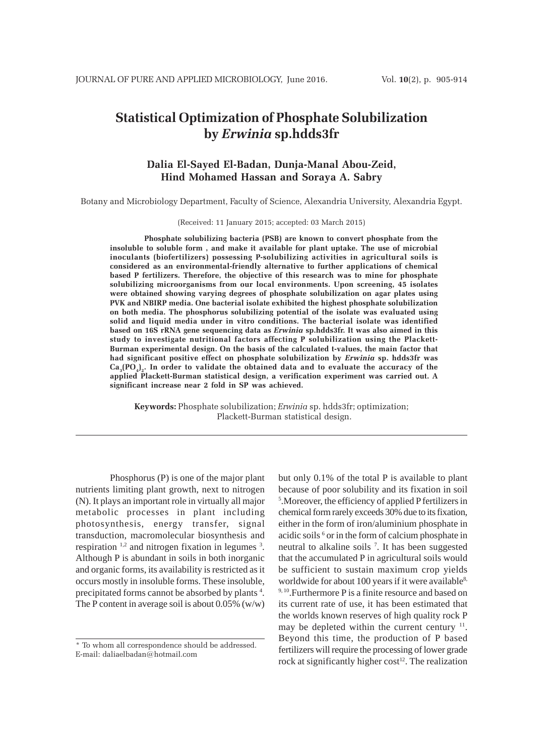# Statistical Optimization of Phosphate Solubilization by *Erwinia* sp.hdds3fr

**Dalia El-Sayed El-Badan, Dunja-Manal Abou-Zeid, Hind Mohamed Hassan and Soraya A. Sabry**

Botany and Microbiology Department, Faculty of Science, Alexandria University, Alexandria Egypt.

(Received: 11 January 2015; accepted: 03 March 2015)

**Phosphate solubilizing bacteria (PSB) are known to convert phosphate from the insoluble to soluble form , and make it available for plant uptake. The use of microbial inoculants (biofertilizers) possessing P-solubilizing activities in agricultural soils is considered as an environmental-friendly alternative to further applications of chemical based P fertilizers. Therefore, the objective of this research was to mine for phosphate solubilizing microorganisms from our local environments. Upon screening, 45 isolates were obtained showing varying degrees of phosphate solubilization on agar plates using PVK and NBIRP media. One bacterial isolate exhibited the highest phosphate solubilization on both media. The phosphorus solubilizing potential of the isolate was evaluated using solid and liquid media under in vitro conditions. The bacterial isolate was identified based on 16S rRNA gene sequencing data as *Erwinia* sp.hdds3fr. It was also aimed in this study to investigate nutritional factors affecting P solubilization using the Plackett-Burman experimental design. On the basis of the calculated t-values, the main factor that had significant positive effect on phosphate solubilization by *Erwinia* sp. hdds3fr was $Ca_3(PO_4)_2$. In order to validate the obtained data and to evaluate the accuracy of the applied Plackett-Burman statistical design, a verification experiment was carried out. A significant increase near 2 fold in SP was achieved.**

**Keywords:** Phosphate solubilization; *Erwinia* sp. hdds3fr; optimization; Plackett-Burman statistical design.

---

Phosphorus (P) is one of the major plant nutrients limiting plant growth, next to nitrogen (N). It plays an important role in virtually all major metabolic processes in plant including photosynthesis, energy transfer, signal transduction, macromolecular biosynthesis and respiration [1,2] and nitrogen fixation in legumes [3]. Although P is abundant in soils in both inorganic and organic forms, its availability is restricted as it occurs mostly in insoluble forms. These insoluble, precipitated forms cannot be absorbed by plants [4]. The P content in average soil is about 0.05% (w/w) but only 0.1% of the total P is available to plant because of poor solubility and its fixation in soil [5]. Moreover, the efficiency of applied P fertilizers in chemical form rarely exceeds 30% due to its fixation, either in the form of iron/aluminium phosphate in acidic soils [6] or in the form of calcium phosphate in neutral to alkaline soils [7]. It has been suggested that the accumulated P in agricultural soils would be sufficient to sustain maximum crop yields worldwide for about 100 years if it were available[8, 9, 10]. Furthermore P is a finite resource and based on its current rate of use, it has been estimated that the worlds known reserves of high quality rock P may be depleted within the current century [11]. Beyond this time, the production of P based fertilizers will require the processing of lower grade rock at significantly higher cost[12]. The realization

---

\* To whom all correspondence should be addressed. E-mail: daliaelbadan@hotmail.com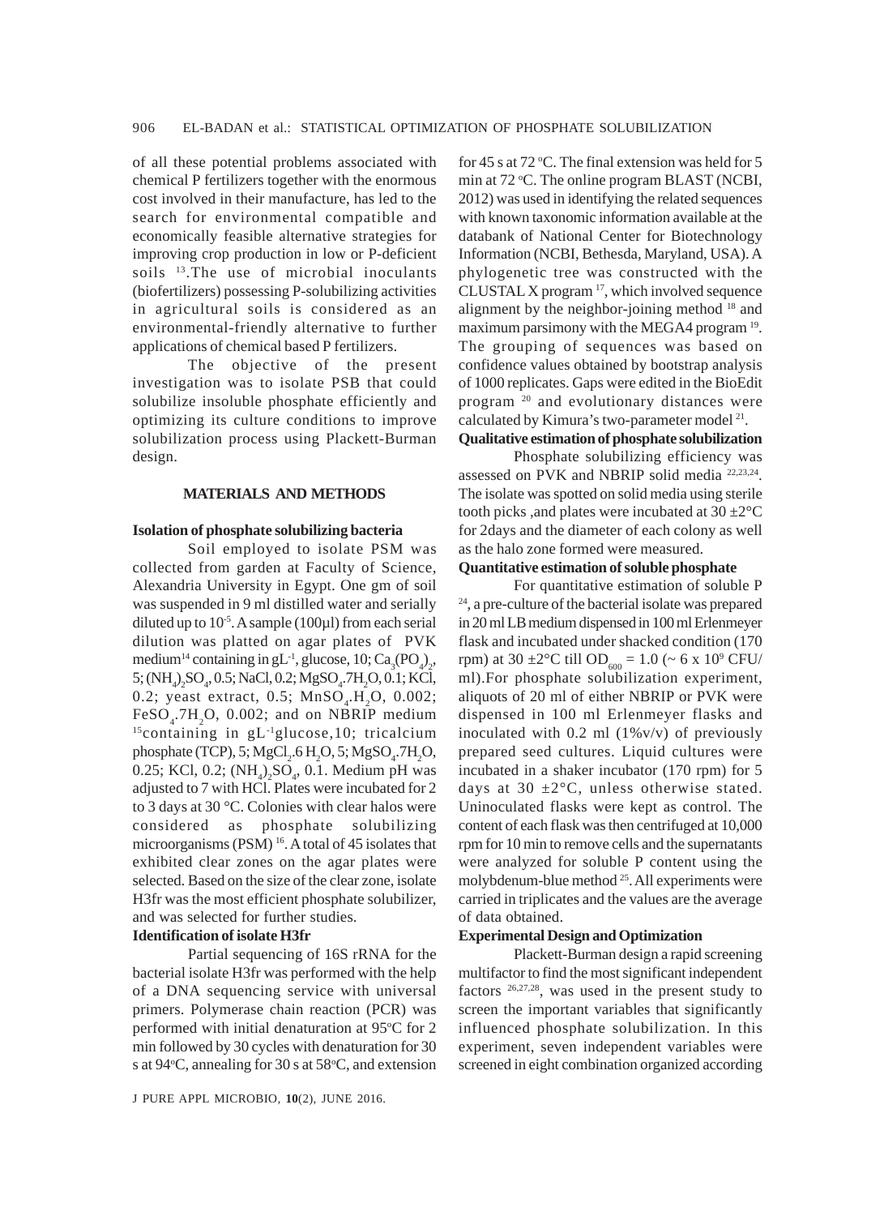of all these potential problems associated with chemical P fertilizers together with the enormous cost involved in their manufacture, has led to the search for environmental compatible and economically feasible alternative strategies for improving crop production in low or P-deficient soils [13].The use of microbial inoculants (biofertilizers) possessing P-solubilizing activities in agricultural soils is considered as an environmental-friendly alternative to further applications of chemical based P fertilizers.

The objective of the present investigation was to isolate PSB that could solubilize insoluble phosphate efficiently and optimizing its culture conditions to improve solubilization process using Plackett-Burman design.

## MATERIALS AND METHODS

### Isolation of phosphate solubilizing bacteria

Soil employed to isolate PSM was collected from garden at Faculty of Science, Alexandria University in Egypt. One gm of soil was suspended in 9 ml distilled water and serially diluted up to $10^{-5}$. A sample (100µl) from each serial dilution was platted on agar plates of PVK medium[14] containing in $gL^{-1}$, glucose, 10; $Ca_3(PO_4)_2$, 5; $(NH_4)_2SO_4$, 0.5; NaCl, 0.2; $MgSO_4.7H_2O$, 0.1; KCl, 0.2; yeast extract, 0.5; $MnSO_4.H_2O$, 0.002; $FeSO_4.7H_2O$, 0.002; and on NBRIP medium [15]containing in $gL^{-1}$glucose,10; tricalcium phosphate (TCP), 5; $MgCl_2.6H_2O$, 5; $MgSO_4.7H_2O$, 0.25; KCl, 0.2; $(NH_4)_2SO_4$, 0.1. Medium pH was adjusted to 7 with HCl. Plates were incubated for 2 to 3 days at 30 °C. Colonies with clear halos were considered as phosphate solubilizing microorganisms (PSM) [16]. A total of 45 isolates that exhibited clear zones on the agar plates were selected. Based on the size of the clear zone, isolate H3fr was the most efficient phosphate solubilizer, and was selected for further studies.

### Identification of isolate H3fr

Partial sequencing of 16S rRNA for the bacterial isolate H3fr was performed with the help of a DNA sequencing service with universal primers. Polymerase chain reaction (PCR) was performed with initial denaturation at 95°C for 2 min followed by 30 cycles with denaturation for 30 s at 94°C, annealing for 30 s at 58°C, and extension for 45 s at 72 °C. The final extension was held for 5 min at 72 °C. The online program BLAST (NCBI, 2012) was used in identifying the related sequences with known taxonomic information available at the databank of National Center for Biotechnology Information (NCBI, Bethesda, Maryland, USA). A phylogenetic tree was constructed with the CLUSTAL X program [17], which involved sequence alignment by the neighbor-joining method [18] and maximum parsimony with the MEGA4 program [19]. The grouping of sequences was based on confidence values obtained by bootstrap analysis of 1000 replicates. Gaps were edited in the BioEdit program [20] and evolutionary distances were calculated by Kimura's two-parameter model [21].

### Qualitative estimation of phosphate solubilization

Phosphate solubilizing efficiency was assessed on PVK and NBRIP solid media [22,23,24]. The isolate was spotted on solid media using sterile tooth picks ,and plates were incubated at 30 ±2°C for 2days and the diameter of each colony as well as the halo zone formed were measured.

### Quantitative estimation of soluble phosphate

For quantitative estimation of soluble P [24], a pre-culture of the bacterial isolate was prepared in 20 ml LB medium dispensed in 100 ml Erlenmeyer flask and incubated under shacked condition (170 rpm) at 30 ±2°C till $OD_{600}$ = 1.0 (~ 6 x $10^9$ CFU/ ml).For phosphate solubilization experiment, aliquots of 20 ml of either NBRIP or PVK were dispensed in 100 ml Erlenmeyer flasks and inoculated with 0.2 ml (1%v/v) of previously prepared seed cultures. Liquid cultures were incubated in a shaker incubator (170 rpm) for 5 days at 30 ±2°C, unless otherwise stated. Uninoculated flasks were kept as control. The content of each flask was then centrifuged at 10,000 rpm for 10 min to remove cells and the supernatants were analyzed for soluble P content using the molybdenum-blue method [25]. All experiments were carried in triplicates and the values are the average of data obtained.

### Experimental Design and Optimization

Plackett-Burman design a rapid screening multifactor to find the most significant independent factors [26,27,28], was used in the present study to screen the important variables that significantly influenced phosphate solubilization. In this experiment, seven independent variables were screened in eight combination organized according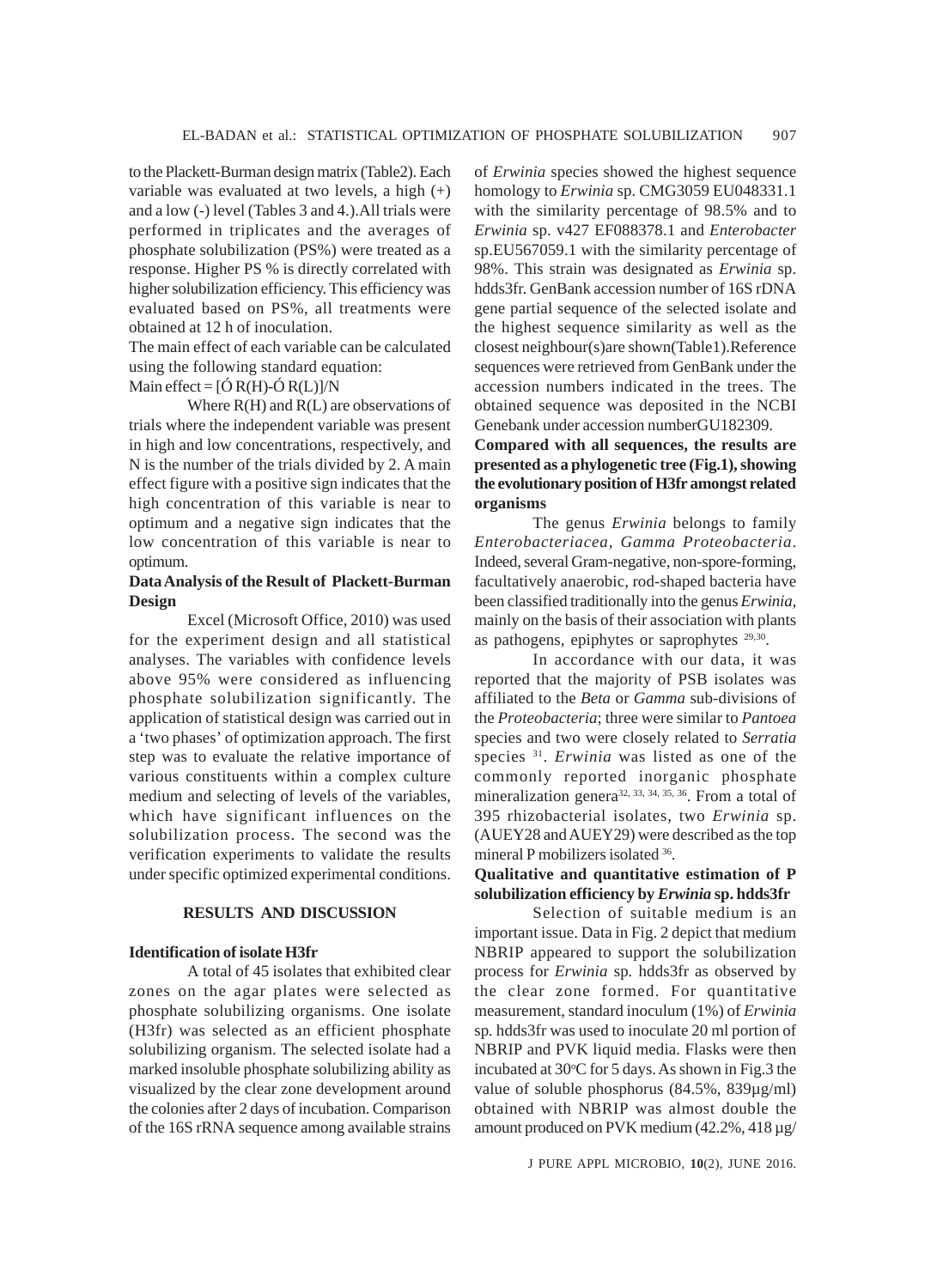to the Plackett-Burman design matrix (Table2). Each variable was evaluated at two levels, a high (+) and a low (-) level (Tables 3 and 4.).All trials were performed in triplicates and the averages of phosphate solubilization (PS%) were treated as a response. Higher PS % is directly correlated with higher solubilization efficiency. This efficiency was evaluated based on PS%, all treatments were obtained at 12 h of inoculation.

The main effect of each variable can be calculated using the following standard equation:

Main effect = [Ó R(H)-Ó R(L)]/N

Where R(H) and R(L) are observations of trials where the independent variable was present in high and low concentrations, respectively, and N is the number of the trials divided by 2. A main effect figure with a positive sign indicates that the high concentration of this variable is near to optimum and a negative sign indicates that the low concentration of this variable is near to optimum.

**Data Analysis of the Result of Plackett-Burman Design**

Excel (Microsoft Office, 2010) was used for the experiment design and all statistical analyses. The variables with confidence levels above 95% were considered as influencing phosphate solubilization significantly. The application of statistical design was carried out in a 'two phases' of optimization approach. The first step was to evaluate the relative importance of various constituents within a complex culture medium and selecting of levels of the variables, which have significant influences on the solubilization process. The second was the verification experiments to validate the results under specific optimized experimental conditions.

## RESULTS AND DISCUSSION

**Identification of isolate H3fr**

A total of 45 isolates that exhibited clear zones on the agar plates were selected as phosphate solubilizing organisms. One isolate (H3fr) was selected as an efficient phosphate solubilizing organism. The selected isolate had a marked insoluble phosphate solubilizing ability as visualized by the clear zone development around the colonies after 2 days of incubation. Comparison of the 16S rRNA sequence among available strains of *Erwinia* species showed the highest sequence homology to *Erwinia* sp. CMG3059 EU048331.1 with the similarity percentage of 98.5% and to *Erwinia* sp. v427 EF088378.1 and *Enterobacter* sp.EU567059.1 with the similarity percentage of 98%. This strain was designated as *Erwinia* sp. hdds3fr. GenBank accession number of 16S rDNA gene partial sequence of the selected isolate and the highest sequence similarity as well as the closest neighbour(s)are shown(Table1).Reference sequences were retrieved from GenBank under the accession numbers indicated in the trees. The obtained sequence was deposited in the NCBI Genebank under accession numberGU182309.

**Compared with all sequences, the results are presented as a phylogenetic tree (Fig.1), showing the evolutionary position of H3fr amongst related organisms**

The genus *Erwinia* belongs to family *Enterobacteriacea*, *Gamma Proteobacteria*. Indeed, several Gram-negative, non-spore-forming, facultatively anaerobic, rod-shaped bacteria have been classified traditionally into the genus *Erwinia*, mainly on the basis of their association with plants as pathogens, epiphytes or saprophytes [29,30].

In accordance with our data, it was reported that the majority of PSB isolates was affiliated to the *Beta* or *Gamma* sub-divisions of the *Proteobacteria*; three were similar to *Pantoea* species and two were closely related to *Serratia* species [31]. *Erwinia* was listed as one of the commonly reported inorganic phosphate mineralization genera[32, 33, 34, 35, 36]. From a total of 395 rhizobacterial isolates, two *Erwinia* sp. (AUEY28 and AUEY29) were described as the top mineral P mobilizers isolated [36].

**Qualitative and quantitative estimation of P solubilization efficiency by *Erwinia* sp. hdds3fr**

Selection of suitable medium is an important issue. Data in Fig. 2 depict that medium NBRIP appeared to support the solubilization process for *Erwinia* sp*.* hdds3fr as observed by the clear zone formed. For quantitative measurement, standard inoculum (1%) of *Erwinia* sp*.* hdds3fr was used to inoculate 20 ml portion of NBRIP and PVK liquid media. Flasks were then incubated at 30°C for 5 days. As shown in Fig.3 the value of soluble phosphorus (84.5%, 839µg/ml) obtained with NBRIP was almost double the amount produced on PVK medium (42.2%, 418 µg/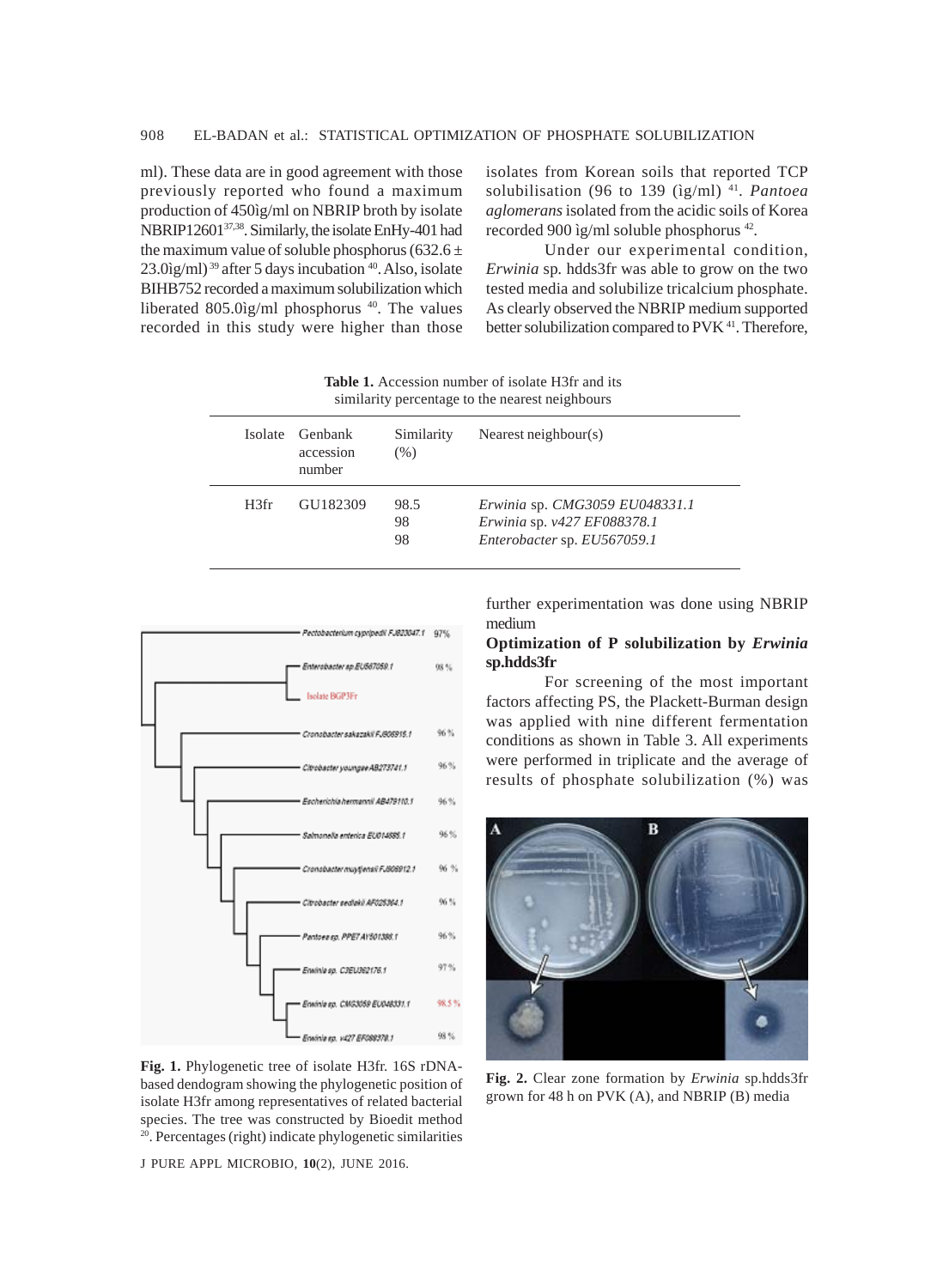ml). These data are in good agreement with those previously reported who found a maximum production of 450ìg/ml on NBRIP broth by isolate NBRIP12601[37,38]. Similarly, the isolate EnHy-401 had the maximum value of soluble phosphorus (632.6 ± 23.0ìg/ml)[39] after 5 days incubation[40]. Also, isolate BIHB752 recorded a maximum solubilization which liberated 805.0ìg/ml phosphorus[40]. The values recorded in this study were higher than those isolates from Korean soils that reported TCP solubilisation (96 to 139 (ìg/ml)[41]. *Pantoea aglomerans* isolated from the acidic soils of Korea recorded 900 ìg/ml soluble phosphorus[42].

Under our experimental condition, *Erwinia* sp. hdds3fr was able to grow on the two tested media and solubilize tricalcium phosphate. As clearly observed the NBRIP medium supported better solubilization compared to PVK[41]. Therefore, further experimentation was done using NBRIP medium

**Table 1.** Accession number of isolate H3fr and its similarity percentage to the nearest neighbours

| Isolate | Genbank accession number | Similarity (%) | Nearest neighbour(s) |
|---|---|---|---|
| H3fr | GU182309 | 98.5 | *Erwinia* sp. *CMG3059 EU048331.1* |
| | | 98 | *Erwinia* sp. *v427 EF088378.1* |
| | | 98 | *Enterobacter* sp. *EU567059.1* |

**Fig. 1.** Phylogenetic tree of isolate H3fr. 16S rDNA-based dendogram showing the phylogenetic position of isolate H3fr among representatives of related bacterial species. The tree was constructed by Bioedit method[20]. Percentages (right) indicate phylogenetic similarities

### Optimization of P solubilization by *Erwinia* sp.hdds3fr

For screening of the most important factors affecting PS, the Plackett-Burman design was applied with nine different fermentation conditions as shown in Table 3. All experiments were performed in triplicate and the average of results of phosphate solubilization (%) was

**Fig. 2.** Clear zone formation by *Erwinia* sp.hdds3fr grown for 48 h on PVK (A), and NBRIP (B) media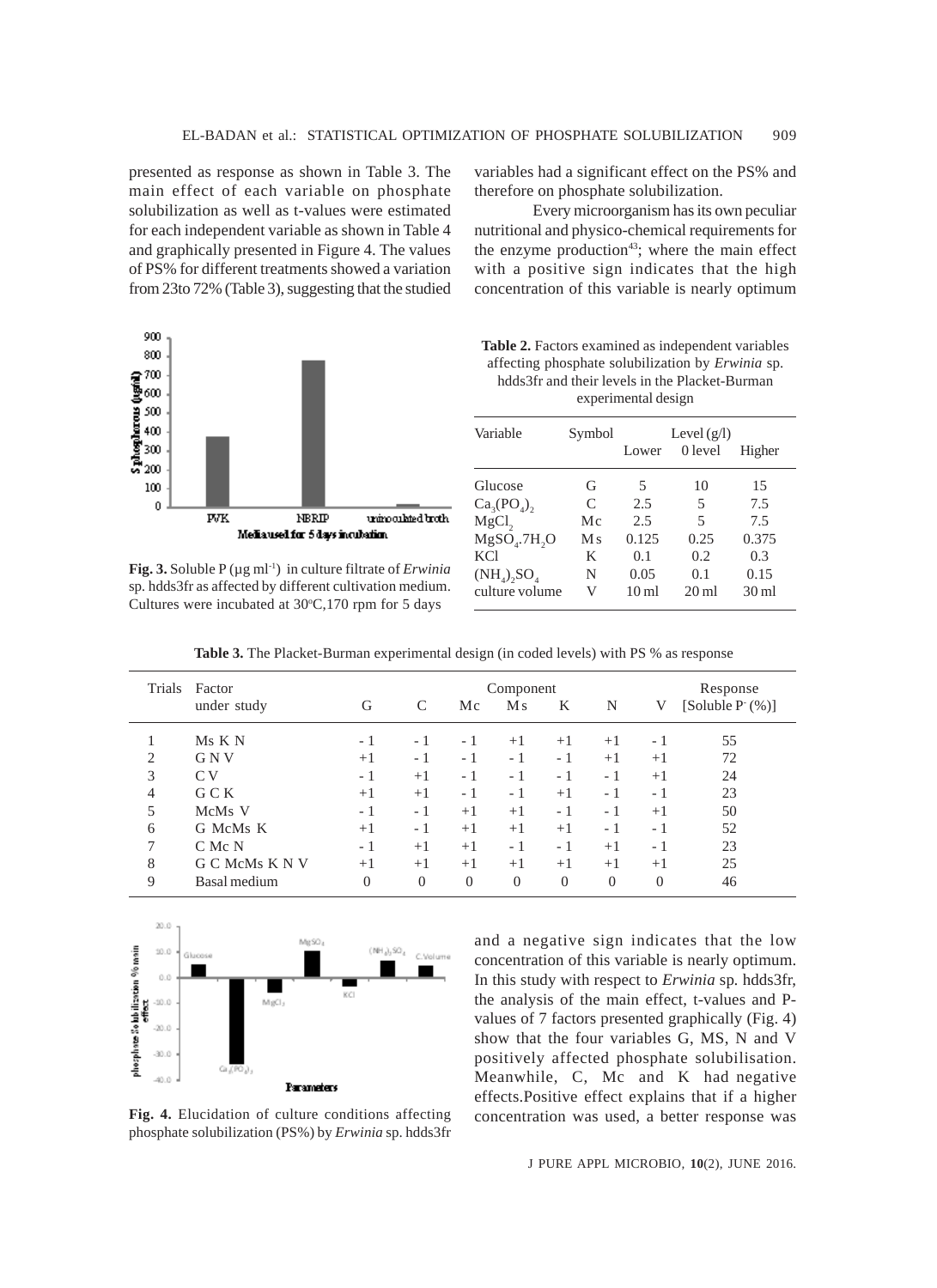presented as response as shown in Table 3. The main effect of each variable on phosphate solubilization as well as t-values were estimated for each independent variable as shown in Table 4 and graphically presented in Figure 4. The values of PS% for different treatments showed a variation from 23to 72% (Table 3), suggesting that the studied variables had a significant effect on the PS% and therefore on phosphate solubilization.

Every microorganism has its own peculiar nutritional and physico-chemical requirements for the enzyme production[43]; where the main effect with a positive sign indicates that the high concentration of this variable is nearly optimum and a negative sign indicates that the low concentration of this variable is nearly optimum. In this study with respect to *Erwinia* sp. hdds3fr, the analysis of the main effect, t-values and P-values of 7 factors presented graphically (Fig. 4) show that the four variables G, MS, N and V positively affected phosphate solubilisation. Meanwhile, C, Mc and K had negative effects.Positive effect explains that if a higher concentration was used, a better response was

**Fig. 3.** Soluble P (µg ml$^{-1}$) in culture filtrate of *Erwinia* sp. hdds3fr as affected by different cultivation medium. Cultures were incubated at 30°C,170 rpm for 5 days

**Table 2.** Factors examined as independent variables affecting phosphate solubilization by *Erwinia* sp. hdds3fr and their levels in the Placket-Burman experimental design

| Variable | Symbol | Level (g/l) | | |
|---|---|---|---|---|
| | | Lower | 0 level | Higher |
| Glucose | G | 5 | 10 | 15 |
| $Ca_3(PO_4)_2$ | C | 2.5 | 5 | 7.5 |
| $MgCl_2$ | Mc | 2.5 | 5 | 7.5 |
| $MgSO_4.7H_2O$ | Ms | 0.125 | 0.25 | 0.375 |
| KCl | K | 0.1 | 0.2 | 0.3 |
| $(NH_4)_2SO_4$ | N | 0.05 | 0.1 | 0.15 |
| culture volume | V | 10 ml | 20 ml | 30 ml |

**Table 3.** The Placket-Burman experimental design (in coded levels) with PS % as response

| Trials | Factor under study | G | C | Mc | Ms | K | N | V | Response [Soluble $P^-$ (%)] |
|---|---|---|---|---|---|---|---|---|---|
| 1 | Ms K N | - 1 | - 1 | - 1 | +1 | +1 | +1 | - 1 | 55 |
| 2 | G N V | +1 | - 1 | - 1 | - 1 | - 1 | +1 | +1 | 72 |
| 3 | C V | - 1 | +1 | - 1 | - 1 | - 1 | - 1 | +1 | 24 |
| 4 | G C K | +1 | +1 | - 1 | - 1 | +1 | - 1 | - 1 | 23 |
| 5 | McMs V | - 1 | - 1 | +1 | +1 | - 1 | - 1 | +1 | 50 |
| 6 | G McMs K | +1 | - 1 | +1 | +1 | +1 | - 1 | - 1 | 52 |
| 7 | C Mc N | - 1 | +1 | +1 | - 1 | - 1 | +1 | - 1 | 23 |
| 8 | G C McMs K N V | +1 | +1 | +1 | +1 | +1 | +1 | +1 | 25 |
| 9 | Basal medium | 0 | 0 | 0 | 0 | 0 | 0 | 0 | 46 |

**Fig. 4.** Elucidation of culture conditions affecting phosphate solubilization (PS%) by *Erwinia* sp. hdds3fr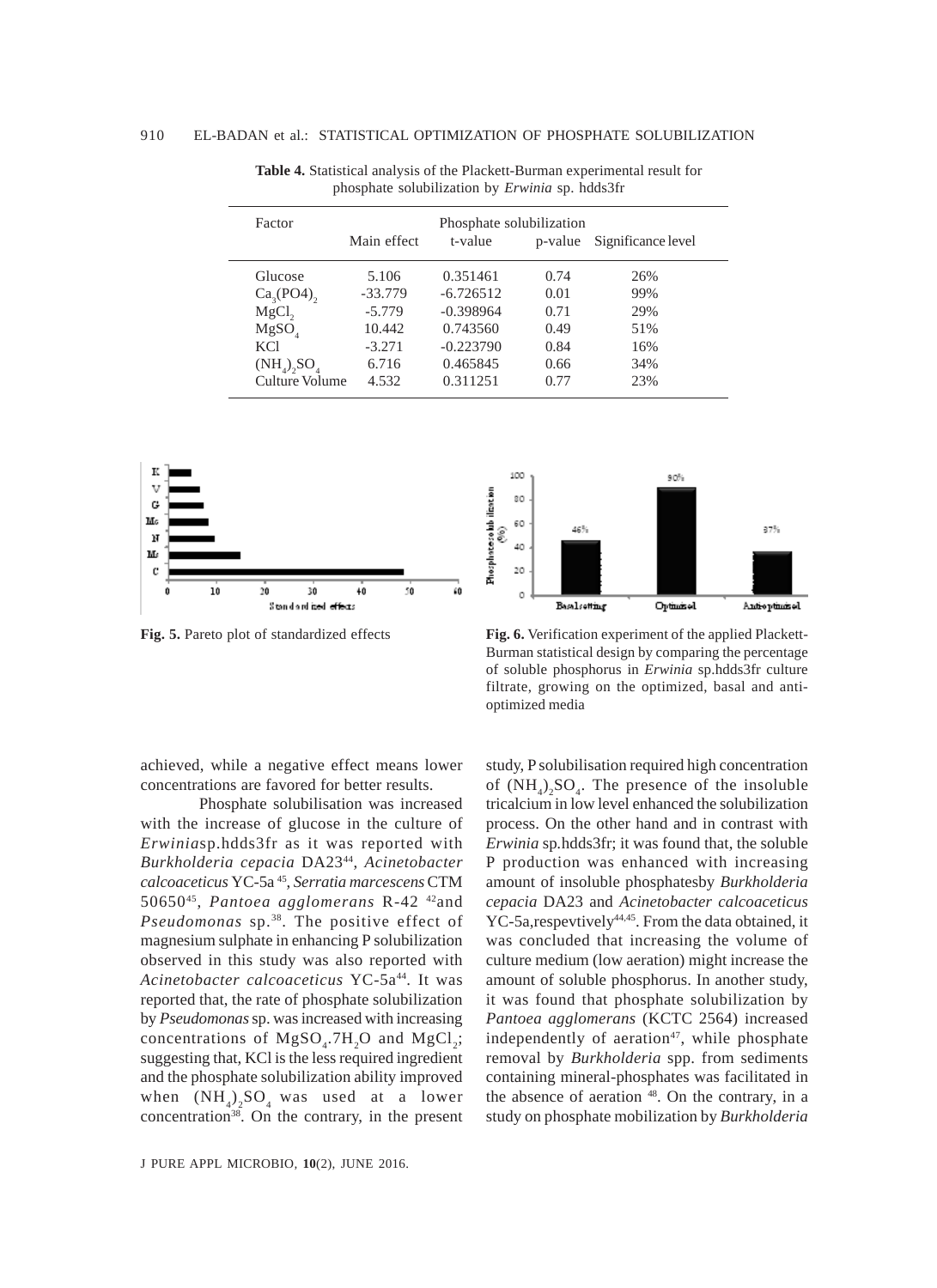**Table 4.** Statistical analysis of the Plackett-Burman experimental result for phosphate solubilization by *Erwinia* sp. hdds3fr

| Factor | Phosphate solubilization | | | |
|---|---|---|---|---|
| | Main effect | t-value | p-value | Significance level |
| Glucose | 5.106 | 0.351461 | 0.74 | 26% |
| $Ca_3(PO4)_2$ | -33.779 | -6.726512 | 0.01 | 99% |
| $MgCl_2$ | -5.779 | -0.398964 | 0.71 | 29% |
| $MgSO_4$ | 10.442 | 0.743560 | 0.49 | 51% |
| KCl | -3.271 | -0.223790 | 0.84 | 16% |
| $(NH_4)_2SO_4$ | 6.716 | 0.465845 | 0.66 | 34% |
| Culture Volume | 4.532 | 0.311251 | 0.77 | 23% |

**Fig. 5.** Pareto plot of standardized effects

**Fig. 6.** Verification experiment of the applied Plackett-Burman statistical design by comparing the percentage of soluble phosphorus in *Erwinia* sp.hdds3fr culture filtrate, growing on the optimized, basal and anti-optimized media

achieved, while a negative effect means lower concentrations are favored for better results.

Phosphate solubilisation was increased with the increase of glucose in the culture of *Erwinia*sp.hdds3fr as it was reported with *Burkholderia cepacia* DA23[44], *Acinetobacter calcoaceticus* YC-5a [45], *Serratia marcescens* CTM 50650[45], *Pantoea agglomerans* R-42 [42]and *Pseudomonas* sp.[38]. The positive effect of magnesium sulphate in enhancing P solubilization observed in this study was also reported with *Acinetobacter calcoaceticus* YC-5a[44]. It was reported that, the rate of phosphate solubilization by *Pseudomonas* sp. was increased with increasing concentrations of $MgSO_4.7H_2O$ and $MgCl_2$; suggesting that, KCl is the less required ingredient and the phosphate solubilization ability improved when $(NH_4)_2SO_4$ was used at a lower concentration[38]. On the contrary, in the present study, P solubilisation required high concentration of $(NH_4)_2SO_4$. The presence of the insoluble tricalcium in low level enhanced the solubilization process. On the other hand and in contrast with *Erwinia* sp.hdds3fr; it was found that, the soluble P production was enhanced with increasing amount of insoluble phosphatesby *Burkholderia cepacia* DA23 and *Acinetobacter calcoaceticus* YC-5a,respevtively[44,45]. From the data obtained, it was concluded that increasing the volume of culture medium (low aeration) might increase the amount of soluble phosphorus. In another study, it was found that phosphate solubilization by *Pantoea agglomerans* (KCTC 2564) increased independently of aeration[47], while phosphate removal by *Burkholderia* spp. from sediments containing mineral-phosphates was facilitated in the absence of aeration [48]. On the contrary, in a study on phosphate mobilization by *Burkholderia*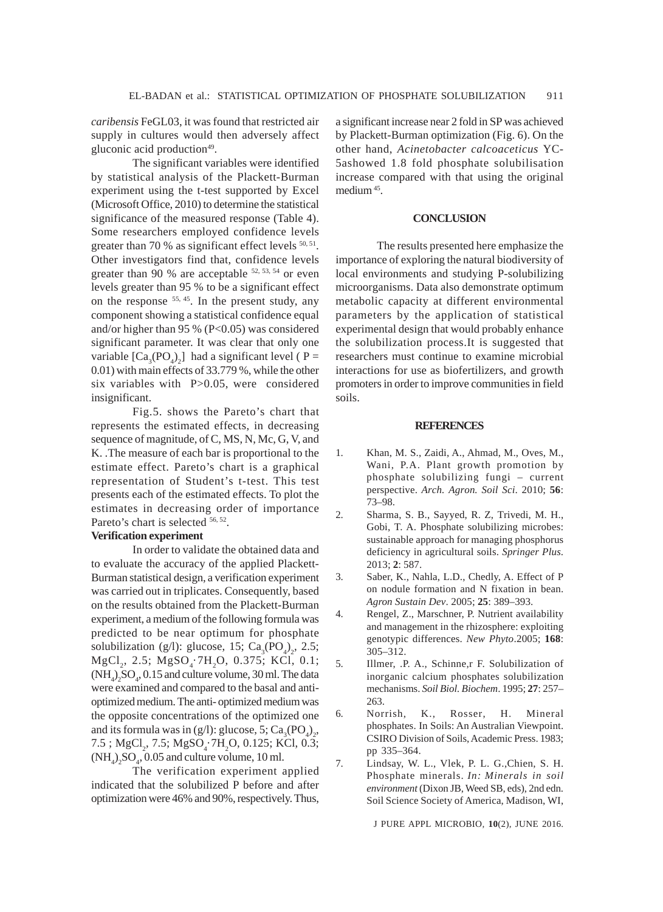*caribensis* FeGL03, it was found that restricted air supply in cultures would then adversely affect gluconic acid production[49].

The significant variables were identified by statistical analysis of the Plackett-Burman experiment using the t-test supported by Excel (Microsoft Office, 2010) to determine the statistical significance of the measured response (Table 4). Some researchers employed confidence levels greater than 70 % as significant effect levels [50, 51]. Other investigators find that, confidence levels greater than 90 % are acceptable [52, 53, 54] or even levels greater than 95 % to be a significant effect on the response [55, 45]. In the present study, any component showing a statistical confidence equal and/or higher than 95 % ($P<0.05$) was considered significant parameter. It was clear that only one variable [$Ca_3(PO_4)_2$] had a significant level ( $P = 0.01$) with main effects of 33.779 %, while the other six variables with $P>0.05$, were considered insignificant.

Fig.5. shows the Pareto's chart that represents the estimated effects, in decreasing sequence of magnitude, of C, MS, N, Mc, G, V, and K. .The measure of each bar is proportional to the estimate effect. Pareto's chart is a graphical representation of Student's t-test. This test presents each of the estimated effects. To plot the estimates in decreasing order of importance Pareto's chart is selected [56, 52].

### Verification experiment

In order to validate the obtained data and to evaluate the accuracy of the applied Plackett-Burman statistical design, a verification experiment was carried out in triplicates. Consequently, based on the results obtained from the Plackett-Burman experiment, a medium of the following formula was predicted to be near optimum for phosphate solubilization (g/l): glucose, 15; $Ca_3(PO_4)_2$, 2.5; $MgCl_2$, 2.5; $MgSO_4{\cdot}7H_2O$, 0.375; KCl, 0.1; $(NH_4)_2SO_4$, 0.15 and culture volume, 30 ml. The data were examined and compared to the basal and anti-optimized medium. The anti- optimized medium was the opposite concentrations of the optimized one and its formula was in (g/l): glucose, 5; $Ca_3(PO_4)_2$, 7.5 ; $MgCl_2$, 7.5; $MgSO_4{\cdot}7H_2O$, 0.125; KCl, 0.3; $(NH_4)_2SO_4$, 0.05 and culture volume, 10 ml.

The verification experiment applied indicated that the solubilized P before and after optimization were 46% and 90%, respectively. Thus, a significant increase near 2 fold in SP was achieved by Plackett-Burman optimization (Fig. 6). On the other hand, *Acinetobacter calcoaceticus* YC-5ashowed 1.8 fold phosphate solubilisation increase compared with that using the original medium [45].

## CONCLUSION

The results presented here emphasize the importance of exploring the natural biodiversity of local environments and studying P-solubilizing microorganisms. Data also demonstrate optimum metabolic capacity at different environmental parameters by the application of statistical experimental design that would probably enhance the solubilization process.It is suggested that researchers must continue to examine microbial interactions for use as biofertilizers, and growth promoters in order to improve communities in field soils.

## REFERENCES

1. Khan, M. S., Zaidi, A., Ahmad, M., Oves, M., Wani, P.A. Plant growth promotion by phosphate solubilizing fungi – current perspective. *Arch. Agron. Soil Sci*. 2010; **56**: 73–98.
2. Sharma, S. B., Sayyed, R. Z, Trivedi, M. H., Gobi, T. A. Phosphate solubilizing microbes: sustainable approach for managing phosphorus deficiency in agricultural soils. *Springer Plus*. 2013; **2**: 587.
3. Saber, K., Nahla, L.D., Chedly, A. Effect of P on nodule formation and N fixation in bean. *Agron Sustain Dev*. 2005; **25**: 389–393.
4. Rengel, Z., Marschner, P. Nutrient availability and management in the rhizosphere: exploiting genotypic differences. *New Phyto*.2005; **168**: 305–312.
5. Illmer, .P. A., Schinne,r F. Solubilization of inorganic calcium phosphates solubilization mechanisms. *Soil Biol. Biochem*. 1995; **27**: 257–263.
6. Norrish, K., Rosser, H. Mineral phosphates. In Soils: An Australian Viewpoint. CSIRO Division of Soils, Academic Press. 1983; pp 335–364.
7. Lindsay, W. L., Vlek, P. L. G.,Chien, S. H. Phosphate minerals. *In: Minerals in soil environment* (Dixon JB, Weed SB, eds), 2nd edn. Soil Science Society of America, Madison, WI,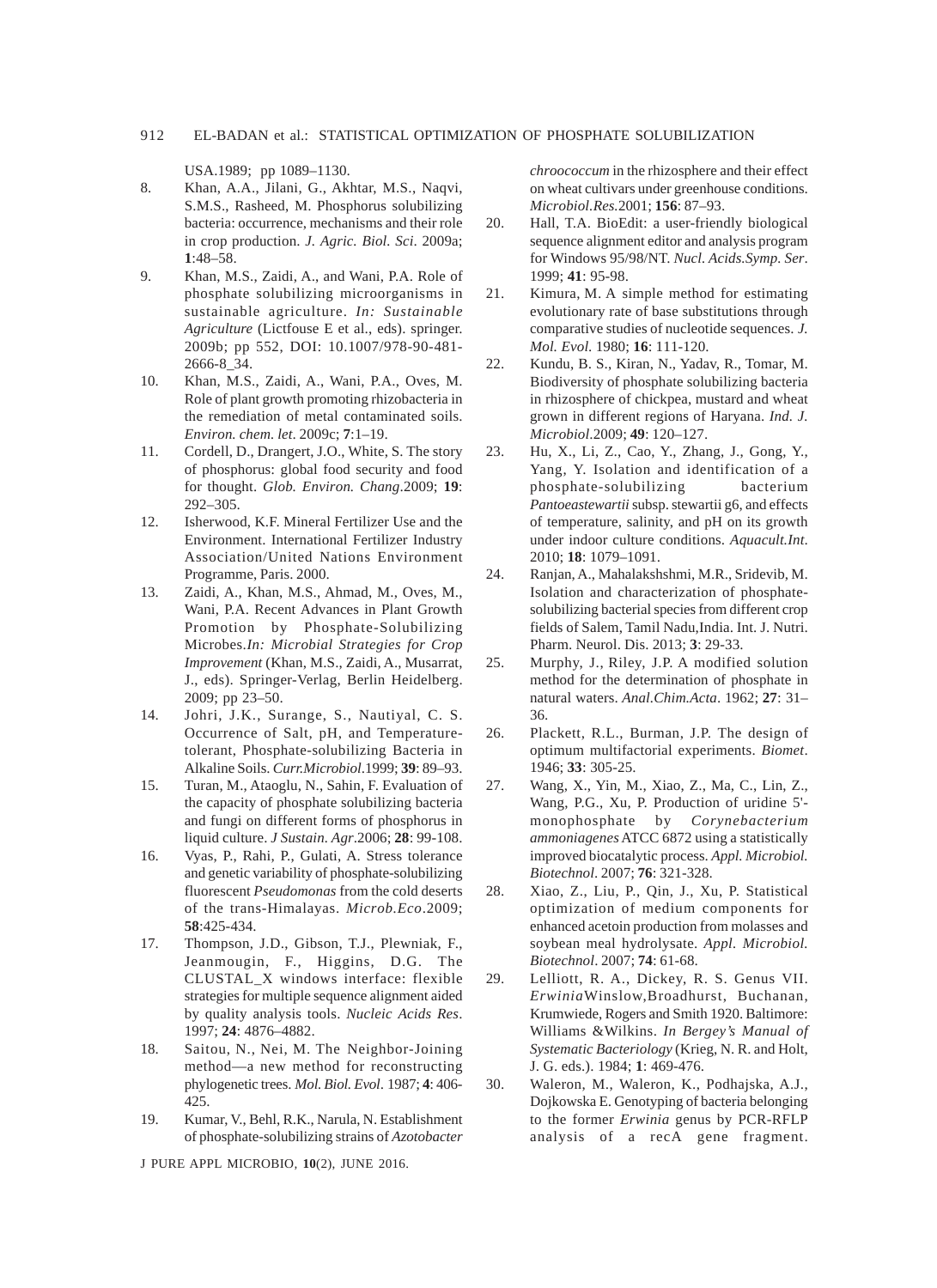USA.1989; pp 1089–1130.

8. Khan, A.A., Jilani, G., Akhtar, M.S., Naqvi, S.M.S., Rasheed, M. Phosphorus solubilizing bacteria: occurrence, mechanisms and their role in crop production. *J. Agric. Biol. Sci*. 2009a; **1**:48–58.
9. Khan, M.S., Zaidi, A., and Wani, P.A. Role of phosphate solubilizing microorganisms in sustainable agriculture. *In: Sustainable Agriculture* (Lictfouse E et al., eds). springer. 2009b; pp 552, DOI: 10.1007/978-90-481-2666-8_34.
10. Khan, M.S., Zaidi, A., Wani, P.A., Oves, M. Role of plant growth promoting rhizobacteria in the remediation of metal contaminated soils. *Environ. chem. let*. 2009c; **7**:1–19.
11. Cordell, D., Drangert, J.O., White, S. The story of phosphorus: global food security and food for thought. *Glob. Environ. Chang*.2009; **19**: 292–305.
12. Isherwood, K.F. Mineral Fertilizer Use and the Environment. International Fertilizer Industry Association/United Nations Environment Programme, Paris. 2000.
13. Zaidi, A., Khan, M.S., Ahmad, M., Oves, M., Wani, P.A. Recent Advances in Plant Growth Promotion by Phosphate-Solubilizing Microbes.*In: Microbial Strategies for Crop Improvement* (Khan, M.S., Zaidi, A., Musarrat, J., eds). Springer-Verlag, Berlin Heidelberg. 2009; pp 23–50.
14. Johri, J.K., Surange, S., Nautiyal, C. S. Occurrence of Salt, pH, and Temperature-tolerant, Phosphate-solubilizing Bacteria in Alkaline Soils. *Curr.Microbiol*.1999; **39**: 89–93.
15. Turan, M., Ataoglu, N., Sahin, F. Evaluation of the capacity of phosphate solubilizing bacteria and fungi on different forms of phosphorus in liquid culture. *J Sustain. Agr*.2006; **28**: 99-108.
16. Vyas, P., Rahi, P., Gulati, A. Stress tolerance and genetic variability of phosphate-solubilizing fluorescent *Pseudomonas* from the cold deserts of the trans-Himalayas. *Microb.Eco*.2009; **58**:425-434.
17. Thompson, J.D., Gibson, T.J., Plewniak, F., Jeanmougin, F., Higgins, D.G. The CLUSTAL_X windows interface: flexible strategies for multiple sequence alignment aided by quality analysis tools. *Nucleic Acids Res*. 1997; **24**: 4876–4882.
18. Saitou, N., Nei, M. The Neighbor-Joining method—a new method for reconstructing phylogenetic trees. *Mol. Biol. Evol*. 1987; **4**: 406-425.
19. Kumar, V., Behl, R.K., Narula, N. Establishment of phosphate-solubilizing strains of *Azotobacter chroococcum* in the rhizosphere and their effect on wheat cultivars under greenhouse conditions. *Microbiol.Res*.2001; **156**: 87–93.
20. Hall, T.A. BioEdit: a user-friendly biological sequence alignment editor and analysis program for Windows 95/98/NT. *Nucl. Acids.Symp. Ser*. 1999; **41**: 95-98.
21. Kimura, M. A simple method for estimating evolutionary rate of base substitutions through comparative studies of nucleotide sequences. *J. Mol. Evol*. 1980; **16**: 111-120.
22. Kundu, B. S., Kiran, N., Yadav, R., Tomar, M. Biodiversity of phosphate solubilizing bacteria in rhizosphere of chickpea, mustard and wheat grown in different regions of Haryana. *Ind. J. Microbiol*.2009; **49**: 120–127.
23. Hu, X., Li, Z., Cao, Y., Zhang, J., Gong, Y., Yang, Y. Isolation and identification of a phosphate-solubilizing bacterium *Pantoeastewartii* subsp. stewartii g6, and effects of temperature, salinity, and pH on its growth under indoor culture conditions. *Aquacult.Int*. 2010; **18**: 1079–1091.
24. Ranjan, A., Mahalakshshmi, M.R., Sridevib, M. Isolation and characterization of phosphate-solubilizing bacterial species from different crop fields of Salem, Tamil Nadu,India. Int. J. Nutri. Pharm. Neurol. Dis. 2013; **3**: 29-33.
25. Murphy, J., Riley, J.P. A modified solution method for the determination of phosphate in natural waters. *Anal.Chim.Acta*. 1962; **27**: 31–36.
26. Plackett, R.L., Burman, J.P. The design of optimum multifactorial experiments. *Biomet*. 1946; **33**: 305-25.
27. Wang, X., Yin, M., Xiao, Z., Ma, C., Lin, Z., Wang, P.G., Xu, P. Production of uridine 5'-monophosphate by *Corynebacterium ammoniagenes* ATCC 6872 using a statistically improved biocatalytic process. *Appl. Microbiol. Biotechnol*. 2007; **76**: 321-328.
28. Xiao, Z., Liu, P., Qin, J., Xu, P. Statistical optimization of medium components for enhanced acetoin production from molasses and soybean meal hydrolysate. *Appl. Microbiol. Biotechnol*. 2007; **74**: 61-68.
29. Lelliott, R. A., Dickey, R. S. Genus VII. *Erwinia*Winslow,Broadhurst, Buchanan, Krumwiede, Rogers and Smith 1920. Baltimore: Williams &Wilkins. *In Bergey's Manual of Systematic Bacteriology* (Krieg, N. R. and Holt, J. G. eds.). 1984; **1**: 469-476.
30. Waleron, M., Waleron, K., Podhajska, A.J., Dojkowska E. Genotyping of bacteria belonging to the former *Erwinia* genus by PCR-RFLP analysis of a recA gene fragment.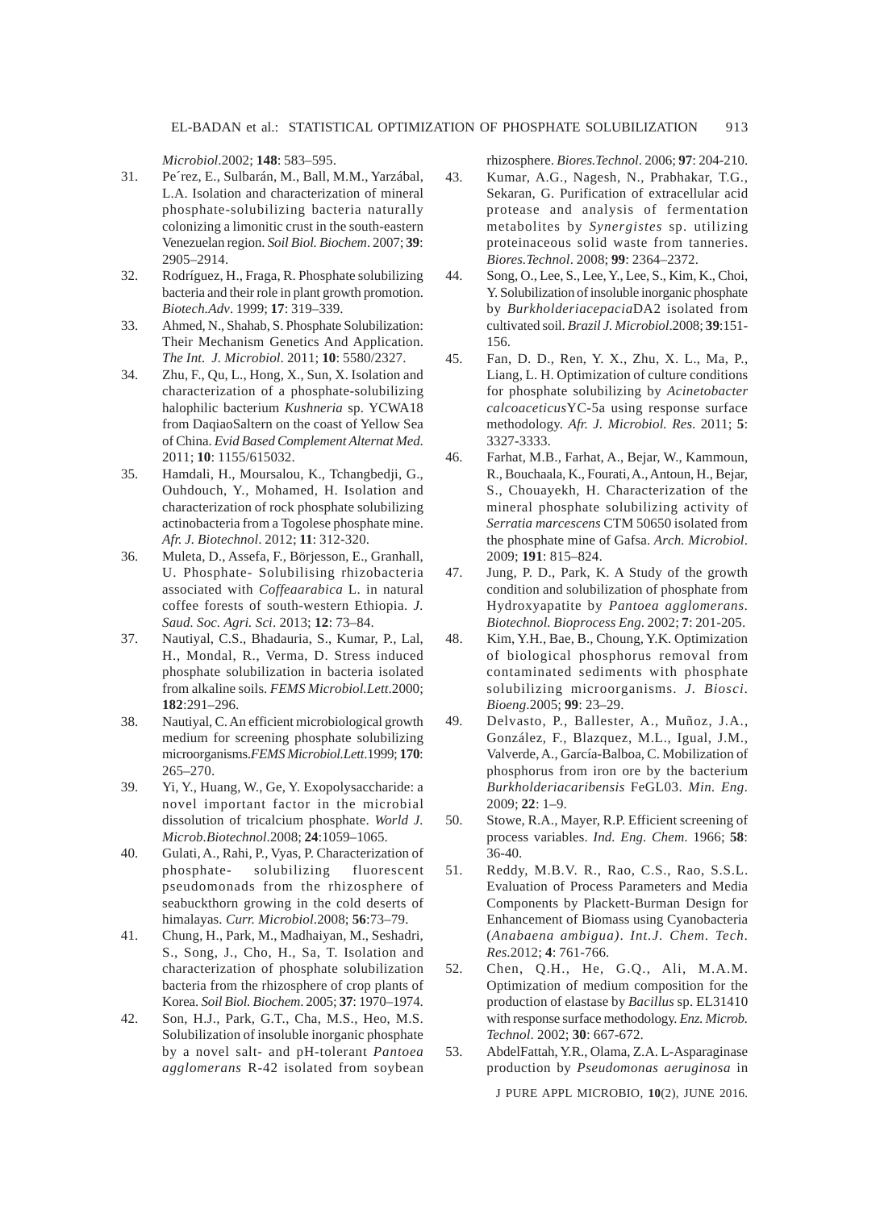*Microbiol*.2002; **148**: 583–595.

31. Pe´rez, E., Sulbarán, M., Ball, M.M., Yarzábal, L.A. Isolation and characterization of mineral phosphate-solubilizing bacteria naturally colonizing a limonitic crust in the south-eastern Venezuelan region. *Soil Biol. Biochem*. 2007; **39**: 2905–2914.
32. Rodríguez, H., Fraga, R. Phosphate solubilizing bacteria and their role in plant growth promotion. *Biotech.Adv*. 1999; **17**: 319–339.
33. Ahmed, N., Shahab, S. Phosphate Solubilization: Their Mechanism Genetics And Application. *The Int. J. Microbiol*. 2011; **10**: 5580/2327.
34. Zhu, F., Qu, L., Hong, X., Sun, X. Isolation and characterization of a phosphate-solubilizing halophilic bacterium *Kushneria* sp. YCWA18 from DaqiaoSaltern on the coast of Yellow Sea of China. *Evid Based Complement Alternat Med.* 2011; **10**: 1155/615032.
35. Hamdali, H., Moursalou, K., Tchangbedji, G., Ouhdouch, Y., Mohamed, H. Isolation and characterization of rock phosphate solubilizing actinobacteria from a Togolese phosphate mine. *Afr. J. Biotechnol*. 2012; **11**: 312-320.
36. Muleta, D., Assefa, F., Börjesson, E., Granhall, U. Phosphate- Solubilising rhizobacteria associated with *Coffeaarabica* L. in natural coffee forests of south-western Ethiopia. *J. Saud. Soc. Agri. Sci*. 2013; **12**: 73–84.
37. Nautiyal, C.S., Bhadauria, S., Kumar, P., Lal, H., Mondal, R., Verma, D. Stress induced phosphate solubilization in bacteria isolated from alkaline soils. *FEMS Microbiol.Lett*.2000; **182**:291–296.
38. Nautiyal, C. An efficient microbiological growth medium for screening phosphate solubilizing microorganisms.*FEMS Microbiol.Lett*.1999; **170**: 265–270.
39. Yi, Y., Huang, W., Ge, Y. Exopolysaccharide: a novel important factor in the microbial dissolution of tricalcium phosphate. *World J. Microb.Biotechnol*.2008; **24**:1059–1065.
40. Gulati, A., Rahi, P., Vyas, P. Characterization of phosphate- solubilizing fluorescent pseudomonads from the rhizosphere of seabuckthorn growing in the cold deserts of himalayas. *Curr. Microbiol*.2008; **56**:73–79.
41. Chung, H., Park, M., Madhaiyan, M., Seshadri, S., Song, J., Cho, H., Sa, T. Isolation and characterization of phosphate solubilization bacteria from the rhizosphere of crop plants of Korea. *Soil Biol. Biochem*. 2005; **37**: 1970–1974.
42. Son, H.J., Park, G.T., Cha, M.S., Heo, M.S. Solubilization of insoluble inorganic phosphate by a novel salt- and pH-tolerant *Pantoea agglomerans* R-42 isolated from soybean rhizosphere. *Biores.Technol*. 2006; **97**: 204-210.
43. Kumar, A.G., Nagesh, N., Prabhakar, T.G., Sekaran, G. Purification of extracellular acid protease and analysis of fermentation metabolites by *Synergistes* sp. utilizing proteinaceous solid waste from tanneries. *Biores.Technol*. 2008; **99**: 2364–2372.
44. Song, O., Lee, S., Lee, Y., Lee, S., Kim, K., Choi, Y. Solubilization of insoluble inorganic phosphate by *Burkholderiacepacia*DA2 isolated from cultivated soil. *Brazil J. Microbiol*.2008; **39**:151-156.
45. Fan, D. D., Ren, Y. X., Zhu, X. L., Ma, P., Liang, L. H. Optimization of culture conditions for phosphate solubilizing by *Acinetobacter calcoaceticus*YC-5a using response surface methodology. *Afr. J. Microbiol. Res.* 2011; **5**: 3327-3333.
46. Farhat, M.B., Farhat, A., Bejar, W., Kammoun, R., Bouchaala, K., Fourati, A., Antoun, H., Bejar, S., Chouayekh, H. Characterization of the mineral phosphate solubilizing activity of *Serratia marcescens* CTM 50650 isolated from the phosphate mine of Gafsa. *Arch. Microbiol*. 2009; **191**: 815–824.
47. Jung, P. D., Park, K. A Study of the growth condition and solubilization of phosphate from Hydroxyapatite by *Pantoea agglomerans*. *Biotechnol. Bioprocess Eng*. 2002; **7**: 201-205.
48. Kim, Y.H., Bae, B., Choung, Y.K. Optimization of biological phosphorus removal from contaminated sediments with phosphate solubilizing microorganisms. *J. Biosci. Bioeng*.2005; **99**: 23–29.
49. Delvasto, P., Ballester, A., Muñoz, J.A., González, F., Blazquez, M.L., Igual, J.M., Valverde, A., García-Balboa, C. Mobilization of phosphorus from iron ore by the bacterium *Burkholderiacaribensis* FeGL03. *Min. Eng*. 2009; **22**: 1–9.
50. Stowe, R.A., Mayer, R.P. Efficient screening of process variables. *Ind. Eng. Chem.* 1966; **58**: 36-40.
51. Reddy, M.B.V. R., Rao, C.S., Rao, S.S.L. Evaluation of Process Parameters and Media Components by Plackett-Burman Design for Enhancement of Biomass using Cyanobacteria (*Anabaena ambigua)*. *Int.J. Chem. Tech. Res.*2012; **4**: 761-766.
52. Chen, Q.H., He, G.Q., Ali, M.A.M. Optimization of medium composition for the production of elastase by *Bacillus* sp. EL31410 with response surface methodology. *Enz. Microb. Technol*. 2002; **30**: 667-672.
53. AbdelFattah, Y.R., Olama, Z.A. L-Asparaginase production by *Pseudomonas aeruginosa* in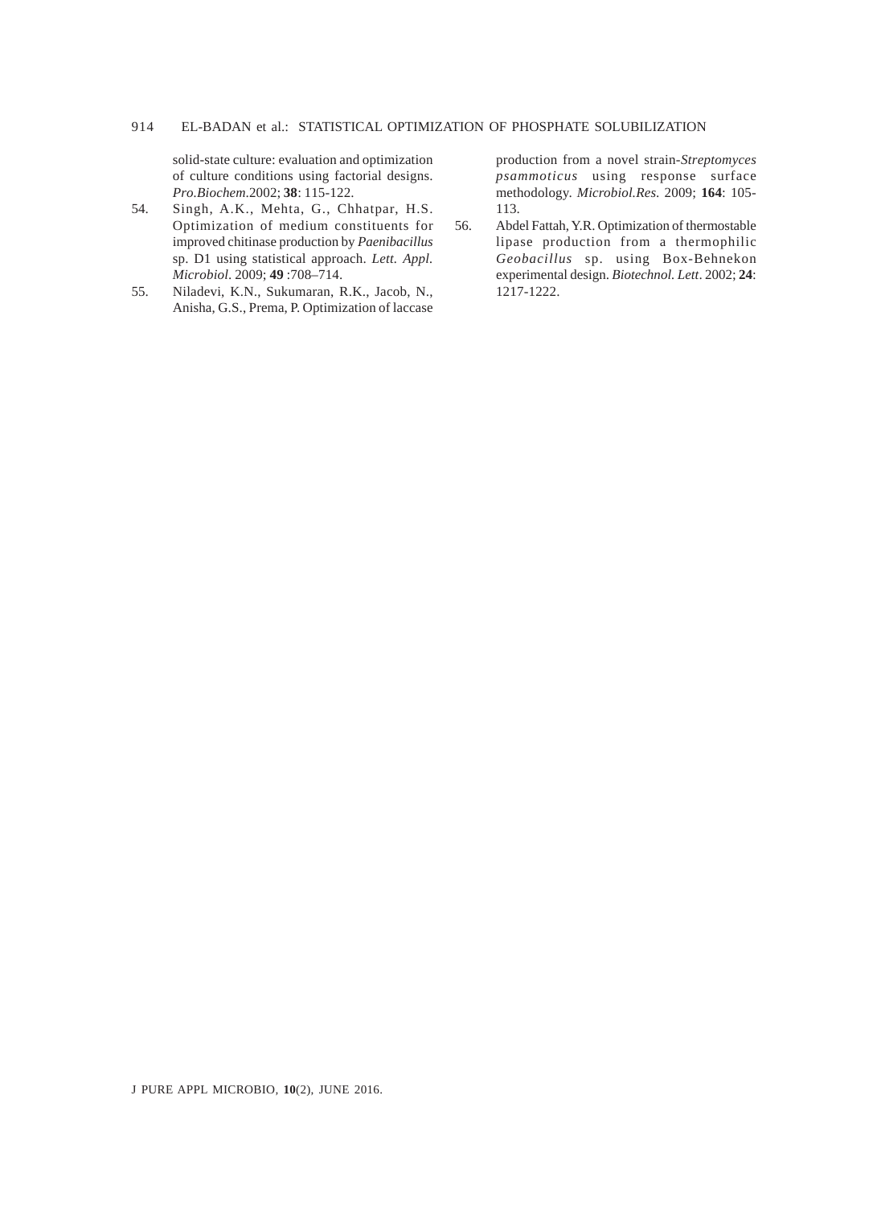solid-state culture: evaluation and optimization of culture conditions using factorial designs. *Pro.Biochem*.2002; **38**: 115-122.

54. Singh, A.K., Mehta, G., Chhatpar, H.S. Optimization of medium constituents for improved chitinase production by *Paenibacillus* sp. D1 using statistical approach. *Lett. Appl. Microbiol.* 2009; **49** :708–714.
55. Niladevi, K.N., Sukumaran, R.K., Jacob, N., Anisha, G.S., Prema, P. Optimization of laccase production from a novel strain-*Streptomyces psammoticus* using response surface methodology. *Microbiol.Res.* 2009; **164**: 105-113.
56. Abdel Fattah, Y.R. Optimization of thermostable lipase production from a thermophilic *Geobacillus* sp. using Box-Behnekon experimental design. *Biotechnol. Lett*. 2002; **24**: 1217-1222.